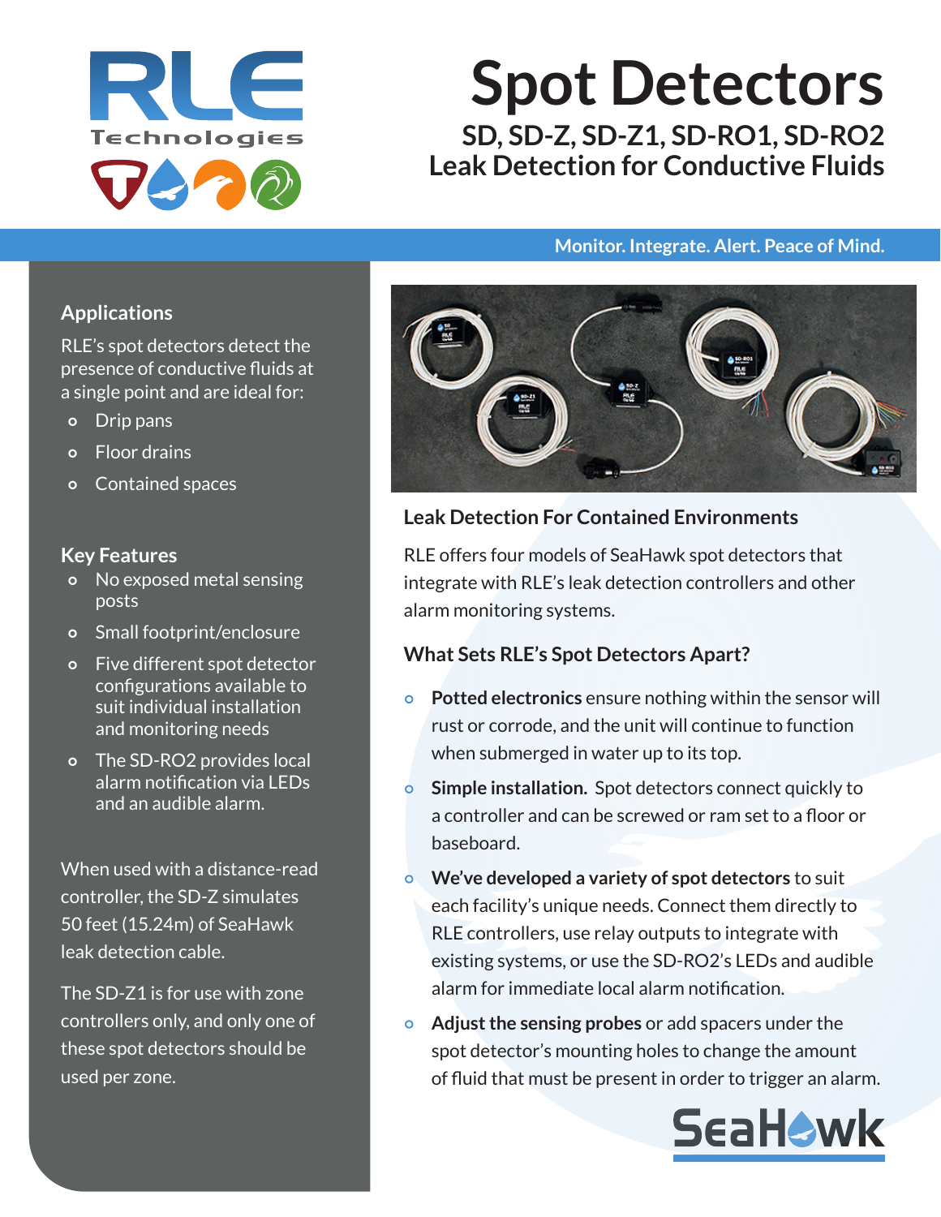RLE Technologies

# Spot Detectors

## SD, SD-Z, SD-Z1, SD-RO1, SD-RO2
## Leak Detection for Conductive Fluids

Monitor. Integrate. Alert. Peace of Mind.

### Applications

RLE's spot detectors detect the presence of conductive fluids at a single point and are ideal for:

- Drip pans
- Floor drains
- Contained spaces

### Key Features

- No exposed metal sensing posts
- Small footprint/enclosure
- Five different spot detector configurations available to suit individual installation and monitoring needs
- The SD-RO2 provides local alarm notification via LEDs and an audible alarm.

When used with a distance-read controller, the SD-Z simulates 50 feet (15.24m) of SeaHawk leak detection cable.

The SD-Z1 is for use with zone controllers only, and only one of these spot detectors should be used per zone.

### Leak Detection For Contained Environments

RLE offers four models of SeaHawk spot detectors that integrate with RLE's leak detection controllers and other alarm monitoring systems.

### What Sets RLE's Spot Detectors Apart?

- **Potted electronics** ensure nothing within the sensor will rust or corrode, and the unit will continue to function when submerged in water up to its top.
- **Simple installation.** Spot detectors connect quickly to a controller and can be screwed or ram set to a floor or baseboard.
- **We've developed a variety of spot detectors** to suit each facility's unique needs. Connect them directly to RLE controllers, use relay outputs to integrate with existing systems, or use the SD-RO2's LEDs and audible alarm for immediate local alarm notification.
- **Adjust the sensing probes** or add spacers under the spot detector's mounting holes to change the amount of fluid that must be present in order to trigger an alarm.

SeaHawk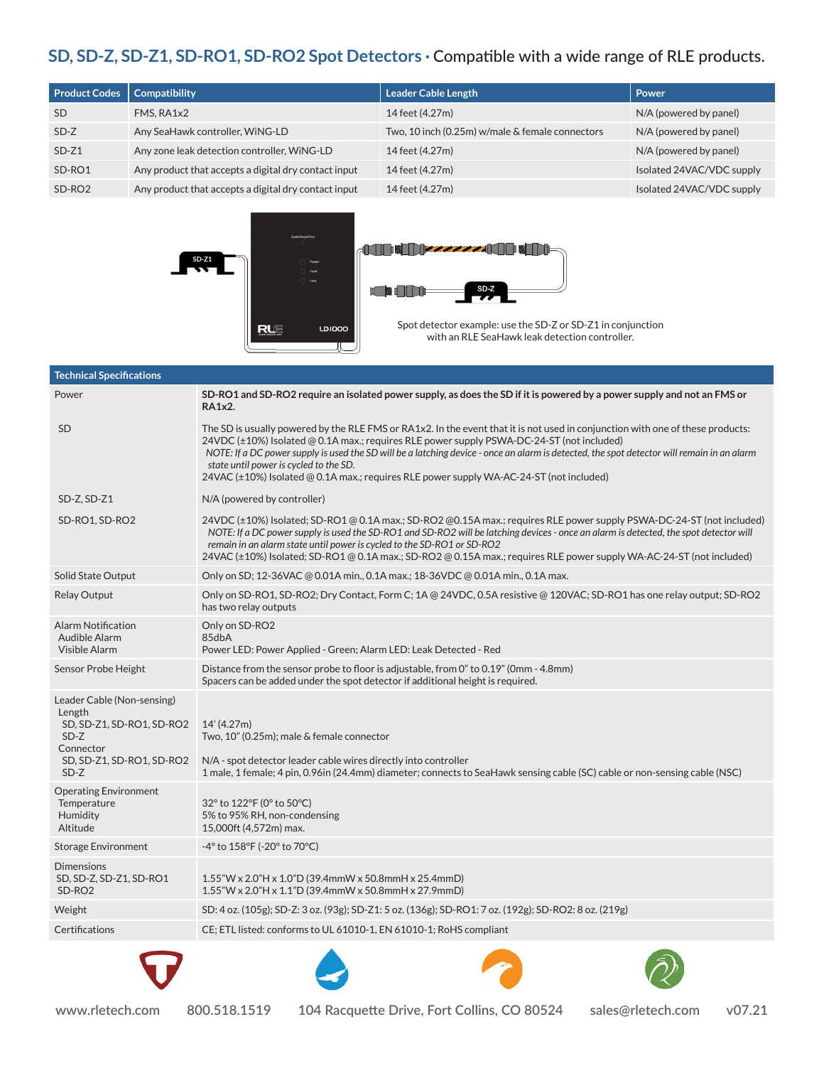## SD, SD-Z, SD-Z1, SD-RO1, SD-RO2 Spot Detectors · Compatible with a wide range of RLE products.

| Product Codes | Compatibility | Leader Cable Length | Power |
|---|---|---|---|
| SD | FMS, RA1x2 | 14 feet (4.27m) | N/A (powered by panel) |
| SD-Z | Any SeaHawk controller, WiNG-LD | Two, 10 inch (0.25m) w/male & female connectors | N/A (powered by panel) |
| SD-Z1 | Any zone leak detection controller, WiNG-LD | 14 feet (4.27m) | N/A (powered by panel) |
| SD-RO1 | Any product that accepts a digital dry contact input | 14 feet (4.27m) | Isolated 24VAC/VDC supply |
| SD-RO2 | Any product that accepts a digital dry contact input | 14 feet (4.27m) | Isolated 24VAC/VDC supply |

SD-Z1

Quiet/Reset/Test

Power

Fault

Leak

RLE

LD1000

SD-Z

Spot detector example: use the SD-Z or SD-Z1 in conjunction with an RLE SeaHawk leak detection controller.

| Technical Specifications | |
|---|---|
| Power | **SD-RO1 and SD-RO2 require an isolated power supply, as does the SD if it is powered by a power supply and not an FMS or RA1x2.** |
| SD | The SD is usually powered by the RLE FMS or RA1x2. In the event that it is not used in conjunction with one of these products:<br>24VDC (±10%) Isolated @ 0.1A max.; requires RLE power supply PSWA-DC-24-ST (not included)<br>*NOTE: If a DC power supply is used the SD will be a latching device - once an alarm is detected, the spot detector will remain in an alarm state until power is cycled to the SD.*<br>24VAC (±10%) Isolated @ 0.1A max.; requires RLE power supply WA-AC-24-ST (not included) |
| SD-Z, SD-Z1 | N/A (powered by controller) |
| SD-RO1, SD-RO2 | 24VDC (±10%) Isolated; SD-RO1 @ 0.1A max.; SD-RO2 @0.15A max.; requires RLE power supply PSWA-DC-24-ST (not included)<br>*NOTE: If a DC power supply is used the SD-RO1 and SD-RO2 will be latching devices - once an alarm is detected, the spot detector will remain in an alarm state until power is cycled to the SD-RO1 or SD-RO2*<br>24VAC (±10%) Isolated; SD-RO1 @ 0.1A max.; SD-RO2 @ 0.15A max.; requires RLE power supply WA-AC-24-ST (not included) |
| Solid State Output | Only on SD; 12-36VAC @ 0.01A min., 0.1A max.; 18-36VDC @ 0.01A min., 0.1A max. |
| Relay Output | Only on SD-RO1, SD-RO2; Dry Contact, Form C; 1A @ 24VDC, 0.5A resistive @ 120VAC; SD-RO1 has one relay output; SD-RO2 has two relay outputs |
| Alarm Notification<br>Audible Alarm<br>Visible Alarm | Only on SD-RO2<br>85dbA<br>Power LED: Power Applied - Green; Alarm LED: Leak Detected - Red |
| Sensor Probe Height | Distance from the sensor probe to floor is adjustable, from 0" to 0.19" (0mm - 4.8mm)<br>Spacers can be added under the spot detector if additional height is required. |
| Leader Cable (Non-sensing)<br>Length<br>SD, SD-Z1, SD-RO1, SD-RO2<br>SD-Z<br>Connector<br>SD, SD-Z1, SD-RO1, SD-RO2<br>SD-Z | <br><br>14' (4.27m)<br>Two, 10" (0.25m); male & female connector<br><br>N/A - spot detector leader cable wires directly into controller<br>1 male, 1 female; 4 pin, 0.96in (24.4mm) diameter; connects to SeaHawk sensing cable (SC) cable or non-sensing cable (NSC) |
| Operating Environment<br>Temperature<br>Humidity<br>Altitude | <br>32° to 122°F (0° to 50°C)<br>5% to 95% RH, non-condensing<br>15,000ft (4,572m) max. |
| Storage Environment | -4° to 158°F (-20° to 70°C) |
| Dimensions<br>SD, SD-Z, SD-Z1, SD-RO1<br>SD-RO2 | <br>1.55"W x 2.0"H x 1.0"D (39.4mmW x 50.8mmH x 25.4mmD)<br>1.55"W x 2.0"H x 1.1"D (39.4mmW x 50.8mmH x 27.9mmD) |
| Weight | SD: 4 oz. (105g); SD-Z: 3 oz. (93g); SD-Z1: 5 oz. (136g); SD-RO1: 7 oz. (192g); SD-RO2: 8 oz. (219g) |
| Certifications | CE; ETL listed: conforms to UL 61010-1, EN 61010-1; RoHS compliant |

www.rletech.com 800.518.1519 104 Racquette Drive, Fort Collins, CO 80524 sales@rletech.com v07.21